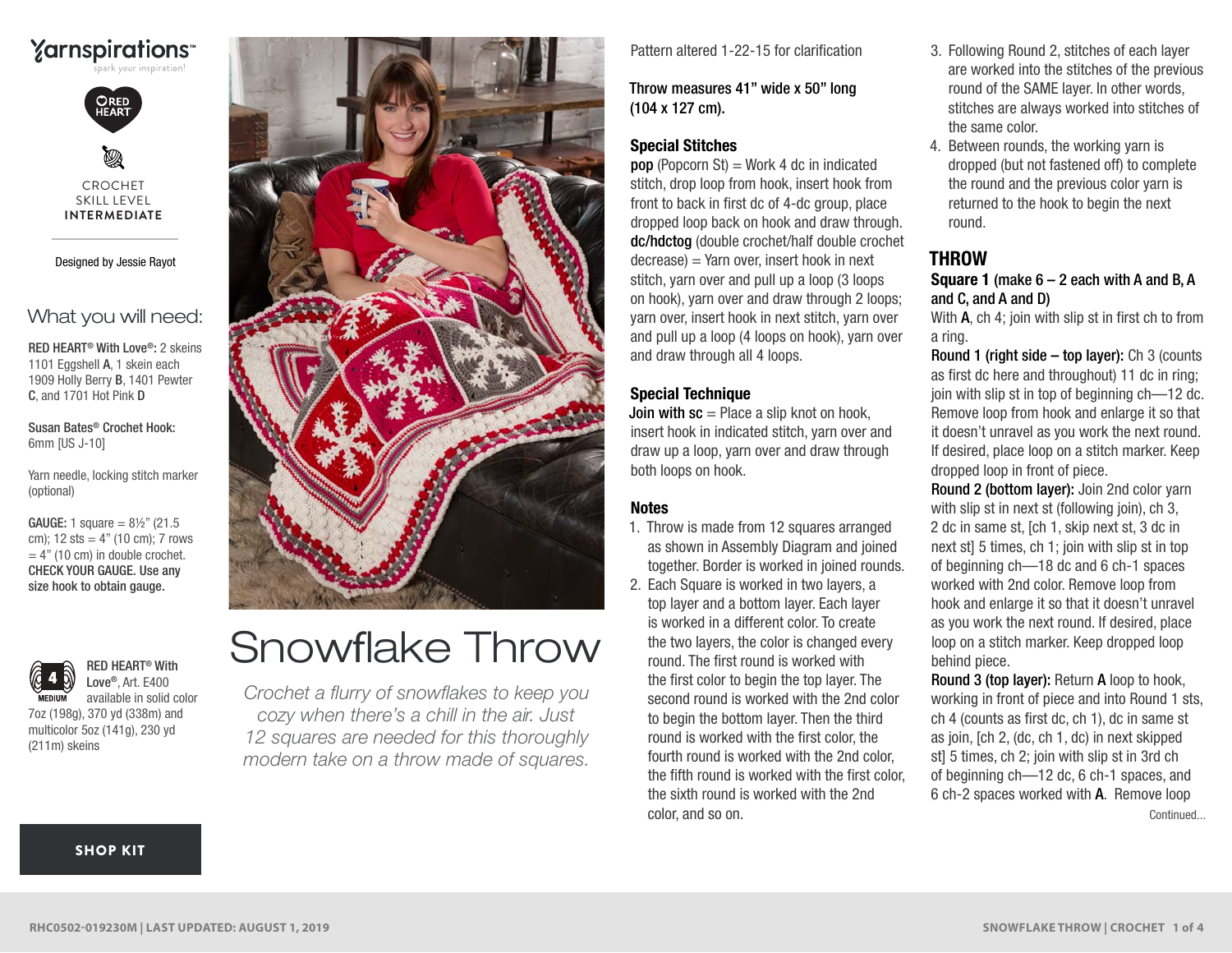Yarnspirations™

spark your inspiration!

RED HEART

CROCHET
SKILL LEVEL
**INTERMEDIATE**

Designed by Jessie Rayot

## What you will need:

**RED HEART® With Love®:** 2 skeins 1101 Eggshell **A**, 1 skein each 1909 Holly Berry **B**, 1401 Pewter **C**, and 1701 Hot Pink **D**

**Susan Bates® Crochet Hook:** 6mm [US J-10]

Yarn needle, locking stitch marker (optional)

**GAUGE:** 1 square = 8½" (21.5 cm); 12 sts = 4" (10 cm); 7 rows = 4" (10 cm) in double crochet. **CHECK YOUR GAUGE. Use any size hook to obtain gauge.**

4 MEDIUM

**RED HEART® With Love®**, Art. E400 available in solid color 7oz (198g), 370 yd (338m) and multicolor 5oz (141g), 230 yd (211m) skeins

**SHOP KIT**

# Snowflake Throw

*Crochet a flurry of snowflakes to keep you cozy when there's a chill in the air. Just 12 squares are needed for this thoroughly modern take on a throw made of squares.*

Pattern altered 1-22-15 for clarification

**Throw measures 41" wide x 50" long (104 x 127 cm).**

### Special Stitches

**pop** (Popcorn St) = Work 4 dc in indicated stitch, drop loop from hook, insert hook from front to back in first dc of 4-dc group, place dropped loop back on hook and draw through.

**dc/hdctog** (double crochet/half double crochet decrease) = Yarn over, insert hook in next stitch, yarn over and pull up a loop (3 loops on hook), yarn over and draw through 2 loops; yarn over, insert hook in next stitch, yarn over and pull up a loop (4 loops on hook), yarn over and draw through all 4 loops.

### Special Technique

**Join with sc** = Place a slip knot on hook, insert hook in indicated stitch, yarn over and draw up a loop, yarn over and draw through both loops on hook.

### Notes

1. Throw is made from 12 squares arranged as shown in Assembly Diagram and joined together. Border is worked in joined rounds.
2. Each Square is worked in two layers, a top layer and a bottom layer. Each layer is worked in a different color. To create the two layers, the color is changed every round. The first round is worked with the first color to begin the top layer. The second round is worked with the 2nd color to begin the bottom layer. Then the third round is worked with the first color, the fourth round is worked with the 2nd color, the fifth round is worked with the first color, the sixth round is worked with the 2nd color, and so on.
3. Following Round 2, stitches of each layer are worked into the stitches of the previous round of the SAME layer. In other words, stitches are always worked into stitches of the same color.
4. Between rounds, the working yarn is dropped (but not fastened off) to complete the round and the previous color yarn is returned to the hook to begin the next round.

## THROW

**Square 1 (make 6 – 2 each with A and B, A and C, and A and D)**

With **A**, ch 4; join with slip st in first ch to from a ring.

**Round 1 (right side – top layer):** Ch 3 (counts as first dc here and throughout) 11 dc in ring; join with slip st in top of beginning ch—12 dc. Remove loop from hook and enlarge it so that it doesn't unravel as you work the next round. If desired, place loop on a stitch marker. Keep dropped loop in front of piece.

**Round 2 (bottom layer):** Join 2nd color yarn with slip st in next st (following join), ch 3, 2 dc in same st, [ch 1, skip next st, 3 dc in next st] 5 times, ch 1; join with slip st in top of beginning ch—18 dc and 6 ch-1 spaces worked with 2nd color. Remove loop from hook and enlarge it so that it doesn't unravel as you work the next round. If desired, place loop on a stitch marker. Keep dropped loop behind piece.

**Round 3 (top layer):** Return **A** loop to hook, working in front of piece and into Round 1 sts, ch 4 (counts as first dc, ch 1), dc in same st as join, [ch 2, (dc, ch 1, dc) in next skipped st] 5 times, ch 2; join with slip st in 3rd ch of beginning ch—12 dc, 6 ch-1 spaces, and 6 ch-2 spaces worked with **A**. Remove loop

Continued...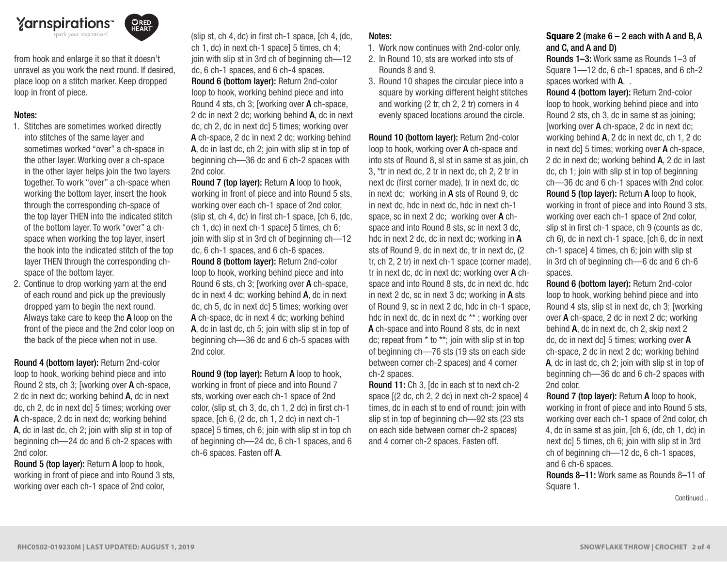from hook and enlarge it so that it doesn't unravel as you work the next round. If desired, place loop on a stitch marker. Keep dropped loop in front of piece.

**Notes:**

1. Stitches are sometimes worked directly into stitches of the same layer and sometimes worked "over" a ch-space in the other layer. Working over a ch-space in the other layer helps join the two layers together. To work "over" a ch-space when working the bottom layer, insert the hook through the corresponding ch-space of the top layer THEN into the indicated stitch of the bottom layer. To work "over" a ch-space when working the top layer, insert the hook into the indicated stitch of the top layer THEN through the corresponding ch-space of the bottom layer.
2. Continue to drop working yarn at the end of each round and pick up the previously dropped yarn to begin the next round. Always take care to keep the **A** loop on the front of the piece and the 2nd color loop on the back of the piece when not in use.

**Round 4 (bottom layer):** Return 2nd-color loop to hook, working behind piece and into Round 2 sts, ch 3; [working over **A** ch-space, 2 dc in next dc; working behind **A**, dc in next dc, ch 2, dc in next dc] 5 times; working over **A** ch-space, 2 dc in next dc; working behind **A**, dc in last dc, ch 2; join with slip st in top of beginning ch—24 dc and 6 ch-2 spaces with 2nd color.

**Round 5 (top layer):** Return **A** loop to hook, working in front of piece and into Round 3 sts, working over each ch-1 space of 2nd color, (slip st, ch 4, dc) in first ch-1 space, [ch 4, (dc, ch 1, dc) in next ch-1 space] 5 times, ch 4; join with slip st in 3rd ch of beginning ch—12 dc, 6 ch-1 spaces, and 6 ch-4 spaces.

**Round 6 (bottom layer):** Return 2nd-color loop to hook, working behind piece and into Round 4 sts, ch 3; [working over **A** ch-space, 2 dc in next 2 dc; working behind **A**, dc in next dc, ch 2, dc in next dc] 5 times; working over **A** ch-space, 2 dc in next 2 dc; working behind **A**, dc in last dc, ch 2; join with slip st in top of beginning ch—36 dc and 6 ch-2 spaces with 2nd color.

**Round 7 (top layer):** Return **A** loop to hook, working in front of piece and into Round 5 sts, working over each ch-1 space of 2nd color, (slip st, ch 4, dc) in first ch-1 space, [ch 6, (dc, ch 1, dc) in next ch-1 space] 5 times, ch 6; join with slip st in 3rd ch of beginning ch—12 dc, 6 ch-1 spaces, and 6 ch-6 spaces.

**Round 8 (bottom layer):** Return 2nd-color loop to hook, working behind piece and into Round 6 sts, ch 3; [working over **A** ch-space, dc in next 4 dc; working behind **A**, dc in next dc, ch 5, dc in next dc] 5 times; working over **A** ch-space, dc in next 4 dc; working behind **A**, dc in last dc, ch 5; join with slip st in top of beginning ch—36 dc and 6 ch-5 spaces with 2nd color.

**Round 9 (top layer):** Return **A** loop to hook, working in front of piece and into Round 7 sts, working over each ch-1 space of 2nd color, (slip st, ch 3, dc, ch 1, 2 dc) in first ch-1 space, [ch 6, (2 dc, ch 1, 2 dc) in next ch-1 space] 5 times, ch 6; join with slip st in top ch of beginning ch—24 dc, 6 ch-1 spaces, and 6 ch-6 spaces. Fasten off **A**.

**Notes:**

1. Work now continues with 2nd-color only.
2. In Round 10, sts are worked into sts of Rounds 8 and 9.
3. Round 10 shapes the circular piece into a square by working different height stitches and working (2 tr, ch 2, 2 tr) corners in 4 evenly spaced locations around the circle.

**Round 10 (bottom layer):** Return 2nd-color loop to hook, working over **A** ch-space and into sts of Round 8, sl st in same st as join, ch 3, *tr in next dc, 2 tr in next dc, ch 2, 2 tr in next dc (first corner made), tr in next dc, dc in next dc; working in **A** sts of Round 9, dc in next dc, hdc in next dc, hdc in next ch-1 space, sc in next 2 dc; working over **A** ch-space and into Round 8 sts, sc in next 3 dc, hdc in next 2 dc, dc in next dc; working in **A** sts of Round 9, dc in next dc, tr in next dc, (2 tr, ch 2, 2 tr) in next ch-1 space (corner made), tr in next dc, dc in next dc; working over **A** ch-space and into Round 8 sts, dc in next dc, hdc in next 2 dc, sc in next 3 dc; working in **A** sts of Round 9, sc in next 2 dc, hdc in ch-1 space, hdc in next dc, dc in next dc ** ; working over **A** ch-space and into Round 8 sts, dc in next dc; repeat from * to **; join with slip st in top of beginning ch—76 sts (19 sts on each side between corner ch-2 spaces) and 4 corner ch-2 spaces.

**Round 11:** Ch 3, [dc in each st to next ch-2 space [(2 dc, ch 2, 2 dc) in next ch-2 space] 4 times, dc in each st to end of round; join with slip st in top of beginning ch—92 sts (23 sts on each side between corner ch-2 spaces) and 4 corner ch-2 spaces. Fasten off.

**Square 2** (make 6 – 2 each with A and B, A and C, and A and D)

**Rounds 1–3:** Work same as Rounds 1–3 of Square 1—12 dc, 6 ch-1 spaces, and 6 ch-2 spaces worked with **A**. .

**Round 4 (bottom layer):** Return 2nd-color loop to hook, working behind piece and into Round 2 sts, ch 3, dc in same st as joining; [working over **A** ch-space, 2 dc in next dc; working behind **A**, 2 dc in next dc, ch 1, 2 dc in next dc] 5 times; working over **A** ch-space, 2 dc in next dc; working behind **A**, 2 dc in last dc, ch 1; join with slip st in top of beginning ch—36 dc and 6 ch-1 spaces with 2nd color.

**Round 5 (top layer):** Return **A** loop to hook, working in front of piece and into Round 3 sts, working over each ch-1 space of 2nd color, slip st in first ch-1 space, ch 9 (counts as dc, ch 6), dc in next ch-1 space, [ch 6, dc in next ch-1 space] 4 times, ch 6; join with slip st in 3rd ch of beginning ch—6 dc and 6 ch-6 spaces.

**Round 6 (bottom layer):** Return 2nd-color loop to hook, working behind piece and into Round 4 sts, slip st in next dc, ch 3; [working over **A** ch-space, 2 dc in next 2 dc; working behind **A**, dc in next dc, ch 2, skip next 2 dc, dc in next dc] 5 times; working over **A** ch-space, 2 dc in next 2 dc; working behind **A**, dc in last dc, ch 2; join with slip st in top of beginning ch—36 dc and 6 ch-2 spaces with 2nd color.

**Round 7 (top layer):** Return **A** loop to hook, working in front of piece and into Round 5 sts, working over each ch-1 space of 2nd color, ch 4, dc in same st as join, [ch 6, (dc, ch 1, dc) in next dc] 5 times, ch 6; join with slip st in 3rd ch of beginning ch—12 dc, 6 ch-1 spaces, and 6 ch-6 spaces.

**Rounds 8–11:** Work same as Rounds 8–11 of Square 1.

Continued...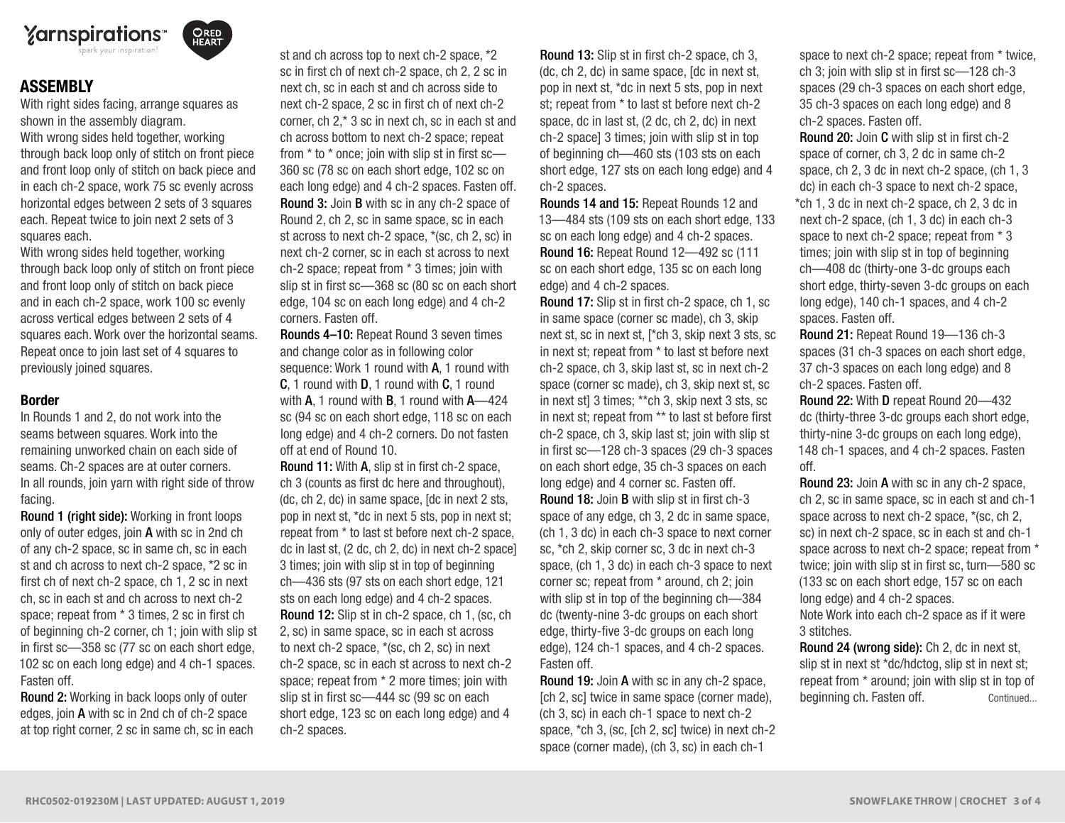## ASSEMBLY

With right sides facing, arrange squares as shown in the assembly diagram.

With wrong sides held together, working through back loop only of stitch on front piece and front loop only of stitch on back piece and in each ch-2 space, work 75 sc evenly across horizontal edges between 2 sets of 3 squares each. Repeat twice to join next 2 sets of 3 squares each.

With wrong sides held together, working through back loop only of stitch on front piece and front loop only of stitch on back piece and in each ch-2 space, work 100 sc evenly across vertical edges between 2 sets of 4 squares each. Work over the horizontal seams. Repeat once to join last set of 4 squares to previously joined squares.

### Border

In Rounds 1 and 2, do not work into the seams between squares. Work into the remaining unworked chain on each side of seams. Ch-2 spaces are at outer corners. In all rounds, join yarn with right side of throw facing.

**Round 1 (right side):** Working in front loops only of outer edges, join **A** with sc in 2nd ch of any ch-2 space, sc in same ch, sc in each st and ch across to next ch-2 space, *2 sc in first ch of next ch-2 space, ch 1, 2 sc in next ch, sc in each st and ch across to next ch-2 space; repeat from * 3 times, 2 sc in first ch of beginning ch-2 corner, ch 1; join with slip st in first sc—358 sc (77 sc on each short edge, 102 sc on each long edge) and 4 ch-1 spaces. Fasten off.

**Round 2:** Working in back loops only of outer edges, join **A** with sc in 2nd ch of ch-2 space at top right corner, 2 sc in same ch, sc in each st and ch across top to next ch-2 space, *2 sc in first ch of next ch-2 space, ch 2, 2 sc in next ch, sc in each st and ch across side to next ch-2 space, 2 sc in first ch of next ch-2 corner, ch 2,* 3 sc in next ch, sc in each st and ch across bottom to next ch-2 space; repeat from * to * once; join with slip st in first sc—360 sc (78 sc on each short edge, 102 sc on each long edge) and 4 ch-2 spaces. Fasten off.

**Round 3:** Join **B** with sc in any ch-2 space of Round 2, ch 2, sc in same space, sc in each st across to next ch-2 space, *(sc, ch 2, sc) in next ch-2 corner, sc in each st across to next ch-2 space; repeat from * 3 times; join with slip st in first sc—368 sc (80 sc on each short edge, 104 sc on each long edge) and 4 ch-2 corners. Fasten off.

**Rounds 4–10:** Repeat Round 3 seven times and change color as in following color sequence: Work 1 round with **A**, 1 round with **C**, 1 round with **D**, 1 round with **C**, 1 round with **A**, 1 round with **B**, 1 round with **A**—424 sc (94 sc on each short edge, 118 sc on each long edge) and 4 ch-2 corners. Do not fasten off at end of Round 10.

**Round 11:** With **A**, slip st in first ch-2 space, ch 3 (counts as first dc here and throughout), (dc, ch 2, dc) in same space, [dc in next 2 sts, pop in next st, *dc in next 5 sts, pop in next st; repeat from * to last st before next ch-2 space, dc in last st, (2 dc, ch 2, dc) in next ch-2 space] 3 times; join with slip st in top of beginning ch—436 sts (97 sts on each short edge, 121 sts on each long edge) and 4 ch-2 spaces.

**Round 12:** Slip st in ch-2 space, ch 1, (sc, ch 2, sc) in same space, sc in each st across to next ch-2 space, *(sc, ch 2, sc) in next ch-2 space, sc in each st across to next ch-2 space; repeat from * 2 more times; join with slip st in first sc—444 sc (99 sc on each short edge, 123 sc on each long edge) and 4 ch-2 spaces.

**Round 13:** Slip st in first ch-2 space, ch 3, (dc, ch 2, dc) in same space, [dc in next st, pop in next st, *dc in next 5 sts, pop in next st; repeat from * to last st before next ch-2 space, dc in last st, (2 dc, ch 2, dc) in next ch-2 space] 3 times; join with slip st in top of beginning ch—460 sts (103 sts on each short edge, 127 sts on each long edge) and 4 ch-2 spaces.

**Rounds 14 and 15:** Repeat Rounds 12 and 13—484 sts (109 sts on each short edge, 133 sc on each long edge) and 4 ch-2 spaces.

**Round 16:** Repeat Round 12—492 sc (111 sc on each short edge, 135 sc on each long edge) and 4 ch-2 spaces.

**Round 17:** Slip st in first ch-2 space, ch 1, sc in same space (corner sc made), ch 3, skip next st, sc in next st, [*ch 3, skip next 3 sts, sc in next st; repeat from * to last st before next ch-2 space, ch 3, skip last st, sc in next ch-2 space (corner sc made), ch 3, skip next st, sc in next st] 3 times; **ch 3, skip next 3 sts, sc in next st; repeat from ** to last st before first ch-2 space, ch 3, skip last st; join with slip st in first sc—128 ch-3 spaces (29 ch-3 spaces on each short edge, 35 ch-3 spaces on each long edge) and 4 corner sc. Fasten off.

**Round 18:** Join **B** with slip st in first ch-3 space of any edge, ch 3, 2 dc in same space, (ch 1, 3 dc) in each ch-3 space to next corner sc, *ch 2, skip corner sc, 3 dc in next ch-3 space, (ch 1, 3 dc) in each ch-3 space to next corner sc; repeat from * around, ch 2; join with slip st in top of the beginning ch—384 dc (twenty-nine 3-dc groups on each short edge, thirty-five 3-dc groups on each long edge), 124 ch-1 spaces, and 4 ch-2 spaces. Fasten off.

**Round 19:** Join **A** with sc in any ch-2 space, [ch 2, sc] twice in same space (corner made), (ch 3, sc) in each ch-1 space to next ch-2 space, *ch 3, (sc, [ch 2, sc] twice) in next ch-2 space (corner made), (ch 3, sc) in each ch-1 space to next ch-2 space; repeat from * twice, ch 3; join with slip st in first sc—128 ch-3 spaces (29 ch-3 spaces on each short edge, 35 ch-3 spaces on each long edge) and 8 ch-2 spaces. Fasten off.

**Round 20:** Join **C** with slip st in first ch-2 space of corner, ch 3, 2 dc in same ch-2 space, ch 2, 3 dc in next ch-2 space, (ch 1, 3 dc) in each ch-3 space to next ch-2 space, *ch 1, 3 dc in next ch-2 space, ch 2, 3 dc in next ch-2 space, (ch 1, 3 dc) in each ch-3 space to next ch-2 space; repeat from * 3 times; join with slip st in top of beginning ch—408 dc (thirty-one 3-dc groups each short edge, thirty-seven 3-dc groups on each long edge), 140 ch-1 spaces, and 4 ch-2 spaces. Fasten off.

**Round 21:** Repeat Round 19—136 ch-3 spaces (31 ch-3 spaces on each short edge, 37 ch-3 spaces on each long edge) and 8 ch-2 spaces. Fasten off.

**Round 22:** With **D** repeat Round 20—432 dc (thirty-three 3-dc groups each short edge, thirty-nine 3-dc groups on each long edge), 148 ch-1 spaces, and 4 ch-2 spaces. Fasten off.

**Round 23:** Join **A** with sc in any ch-2 space, ch 2, sc in same space, sc in each st and ch-1 space across to next ch-2 space, *(sc, ch 2, sc) in next ch-2 space, sc in each st and ch-1 space across to next ch-2 space; repeat from * twice; join with slip st in first sc, turn—580 sc (133 sc on each short edge, 157 sc on each long edge) and 4 ch-2 spaces.

Note Work into each ch-2 space as if it were 3 stitches.

**Round 24 (wrong side):** Ch 2, dc in next st, slip st in next st *dc/hdctog, slip st in next st; repeat from * around; join with slip st in top of beginning ch. Fasten off.

Continued...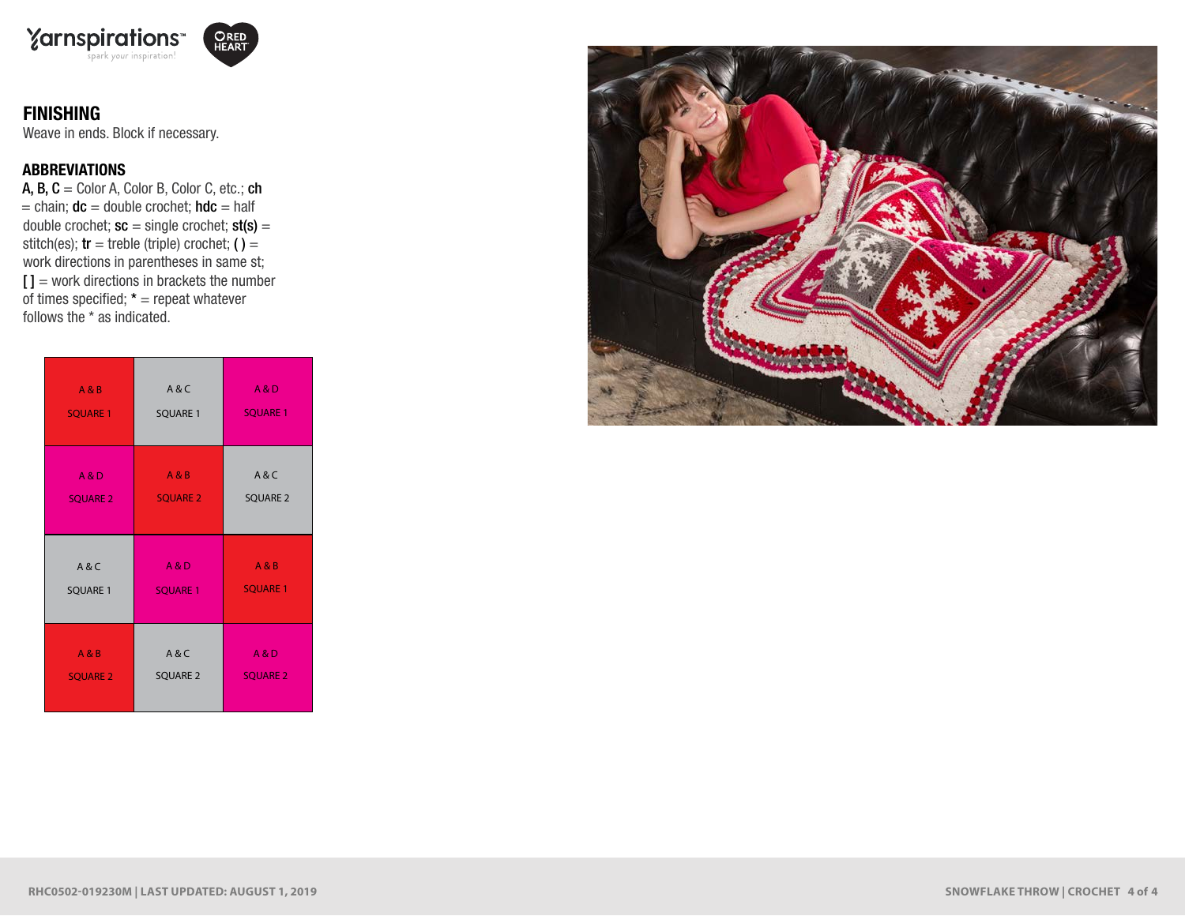## FINISHING

Weave in ends. Block if necessary.

## ABBREVIATIONS

**A, B, C** = Color A, Color B, Color C, etc.; **ch** = chain; **dc** = double crochet; **hdc** = half double crochet; **sc** = single crochet; **st(s)** = stitch(es); **tr** = treble (triple) crochet; **( )** = work directions in parentheses in same st; **[ ]** = work directions in brackets the number of times specified; **\*** = repeat whatever follows the \* as indicated.

| | | |
|---|---|---|
| A & B SQUARE 1 | A & C SQUARE 1 | A & D SQUARE 1 |
| A & D SQUARE 2 | A & B SQUARE 2 | A & C SQUARE 2 |
| A & C SQUARE 1 | A & D SQUARE 1 | A & B SQUARE 1 |
| A & B SQUARE 2 | A & C SQUARE 2 | A & D SQUARE 2 |